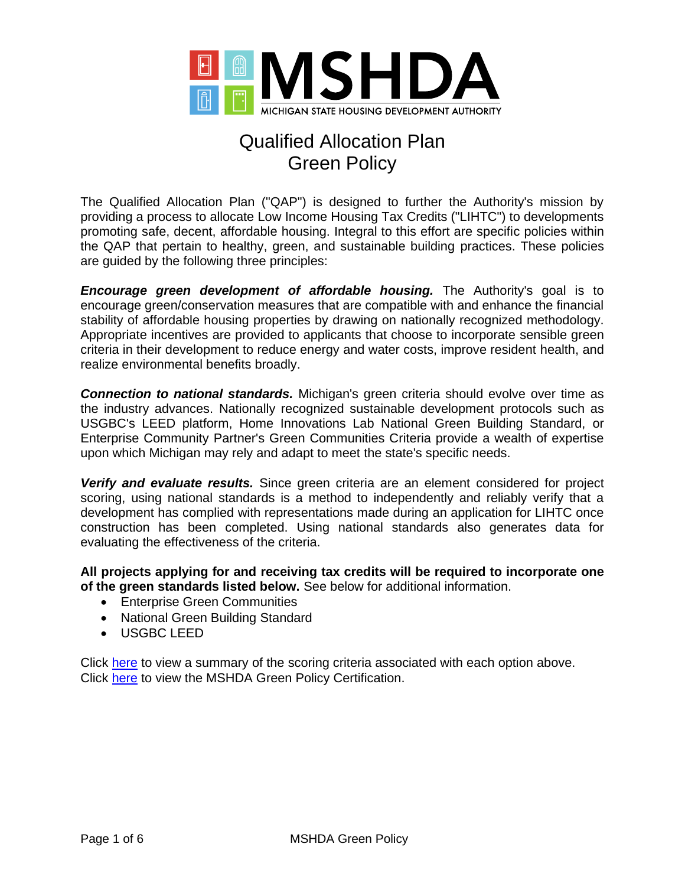MSHDA
MICHIGAN STATE HOUSING DEVELOPMENT AUTHORITY

# Qualified Allocation Plan
# Green Policy

The Qualified Allocation Plan ("QAP") is designed to further the Authority's mission by providing a process to allocate Low Income Housing Tax Credits ("LIHTC") to developments promoting safe, decent, affordable housing. Integral to this effort are specific policies within the QAP that pertain to healthy, green, and sustainable building practices. These policies are guided by the following three principles:

***Encourage green development of affordable housing.*** The Authority's goal is to encourage green/conservation measures that are compatible with and enhance the financial stability of affordable housing properties by drawing on nationally recognized methodology. Appropriate incentives are provided to applicants that choose to incorporate sensible green criteria in their development to reduce energy and water costs, improve resident health, and realize environmental benefits broadly.

***Connection to national standards.*** Michigan's green criteria should evolve over time as the industry advances. Nationally recognized sustainable development protocols such as USGBC's LEED platform, Home Innovations Lab National Green Building Standard, or Enterprise Community Partner's Green Communities Criteria provide a wealth of expertise upon which Michigan may rely and adapt to meet the state's specific needs.

***Verify and evaluate results.*** Since green criteria are an element considered for project scoring, using national standards is a method to independently and reliably verify that a development has complied with representations made during an application for LIHTC once construction has been completed. Using national standards also generates data for evaluating the effectiveness of the criteria.

**All projects applying for and receiving tax credits will be required to incorporate one of the green standards listed below.** See below for additional information.

- Enterprise Green Communities
- National Green Building Standard
- USGBC LEED

Click here to view a summary of the scoring criteria associated with each option above.
Click here to view the MSHDA Green Policy Certification.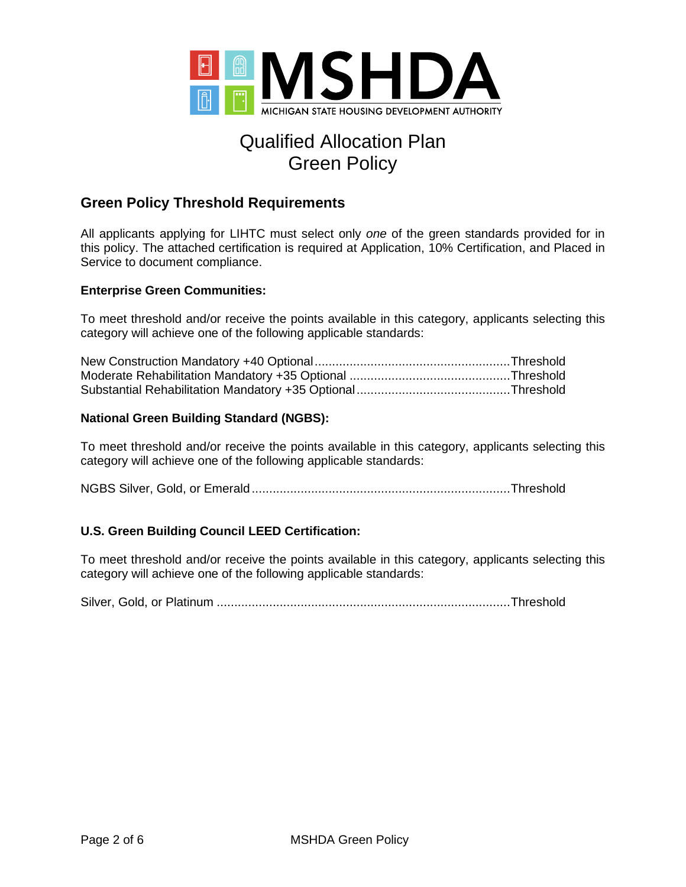MICHIGAN STATE HOUSING DEVELOPMENT AUTHORITY

# Qualified Allocation Plan
# Green Policy

## Green Policy Threshold Requirements

All applicants applying for LIHTC must select only *one* of the green standards provided for in this policy. The attached certification is required at Application, 10% Certification, and Placed in Service to document compliance.

**Enterprise Green Communities:**

To meet threshold and/or receive the points available in this category, applicants selecting this category will achieve one of the following applicable standards:

New Construction Mandatory +40 Optional........................................................Threshold
Moderate Rehabilitation Mandatory +35 Optional ..............................................Threshold
Substantial Rehabilitation Mandatory +35 Optional............................................Threshold

**National Green Building Standard (NGBS):**

To meet threshold and/or receive the points available in this category, applicants selecting this category will achieve one of the following applicable standards:

NGBS Silver, Gold, or Emerald..........................................................................Threshold

**U.S. Green Building Council LEED Certification:**

To meet threshold and/or receive the points available in this category, applicants selecting this category will achieve one of the following applicable standards:

Silver, Gold, or Platinum ....................................................................................Threshold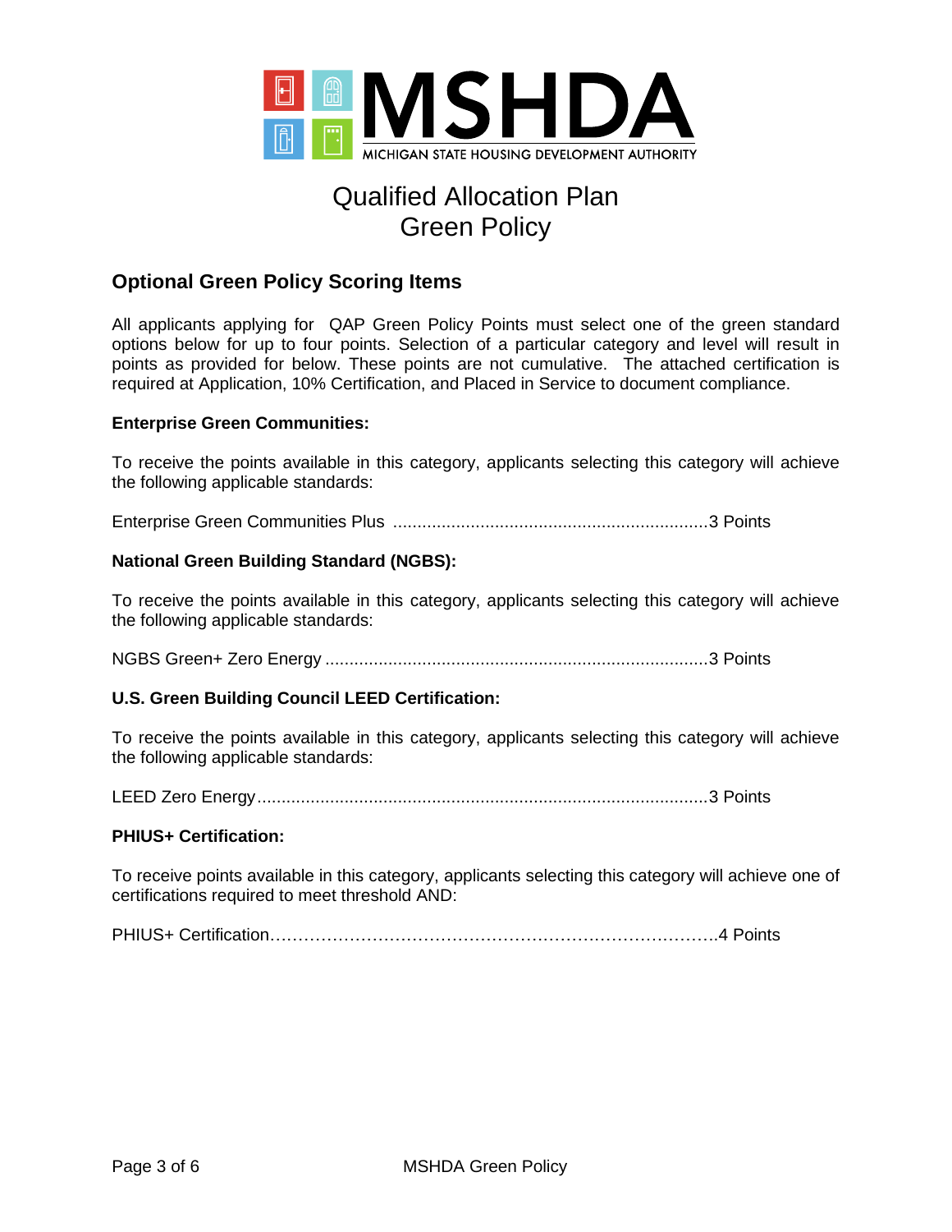MSHDA
MICHIGAN STATE HOUSING DEVELOPMENT AUTHORITY

# Qualified Allocation Plan
# Green Policy

## Optional Green Policy Scoring Items

All applicants applying for QAP Green Policy Points must select one of the green standard options below for up to four points. Selection of a particular category and level will result in points as provided for below. These points are not cumulative. The attached certification is required at Application, 10% Certification, and Placed in Service to document compliance.

**Enterprise Green Communities:**

To receive the points available in this category, applicants selecting this category will achieve the following applicable standards:

Enterprise Green Communities Plus .................................................................3 Points

**National Green Building Standard (NGBS):**

To receive the points available in this category, applicants selecting this category will achieve the following applicable standards:

NGBS Green+ Zero Energy ...............................................................................3 Points

**U.S. Green Building Council LEED Certification:**

To receive the points available in this category, applicants selecting this category will achieve the following applicable standards:

LEED Zero Energy............................................................................................3 Points

**PHIUS+ Certification:**

To receive points available in this category, applicants selecting this category will achieve one of certifications required to meet threshold AND:

PHIUS+ Certification……………………………………………………………………….4 Points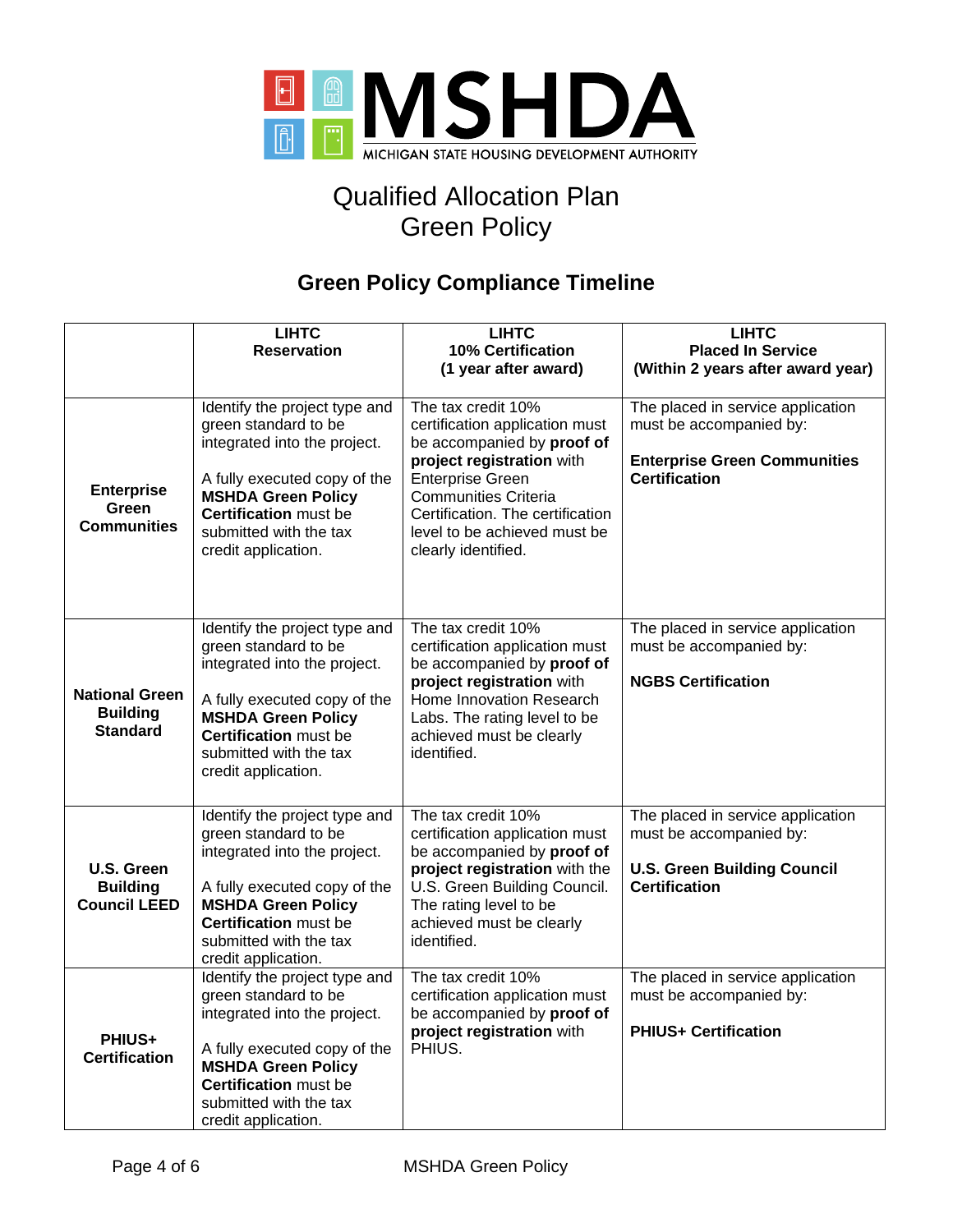MSHDA
MICHIGAN STATE HOUSING DEVELOPMENT AUTHORITY

# Qualified Allocation Plan
# Green Policy

## Green Policy Compliance Timeline

| | LIHTC<br>Reservation | LIHTC<br>10% Certification<br>(1 year after award) | LIHTC<br>Placed In Service<br>(Within 2 years after award year) |
|---|---|---|---|
| **Enterprise Green Communities** | Identify the project type and green standard to be integrated into the project.<br><br>A fully executed copy of the **MSHDA Green Policy Certification** must be submitted with the tax credit application. | The tax credit 10% certification application must be accompanied by **proof of project registration** with Enterprise Green Communities Criteria Certification. The certification level to be achieved must be clearly identified. | The placed in service application must be accompanied by:<br><br>**Enterprise Green Communities Certification** |
| **National Green Building Standard** | Identify the project type and green standard to be integrated into the project.<br><br>A fully executed copy of the **MSHDA Green Policy Certification** must be submitted with the tax credit application. | The tax credit 10% certification application must be accompanied by **proof of project registration** with Home Innovation Research Labs. The rating level to be achieved must be clearly identified. | The placed in service application must be accompanied by:<br><br>**NGBS Certification** |
| **U.S. Green Building Council LEED** | Identify the project type and green standard to be integrated into the project.<br><br>A fully executed copy of the **MSHDA Green Policy Certification** must be submitted with the tax credit application. | The tax credit 10% certification application must be accompanied by **proof of project registration** with the U.S. Green Building Council. The rating level to be achieved must be clearly identified. | The placed in service application must be accompanied by:<br><br>**U.S. Green Building Council Certification** |
| **PHIUS+ Certification** | Identify the project type and green standard to be integrated into the project.<br><br>A fully executed copy of the **MSHDA Green Policy Certification** must be submitted with the tax credit application. | The tax credit 10% certification application must be accompanied by **proof of project registration** with PHIUS. | The placed in service application must be accompanied by:<br><br>**PHIUS+ Certification** |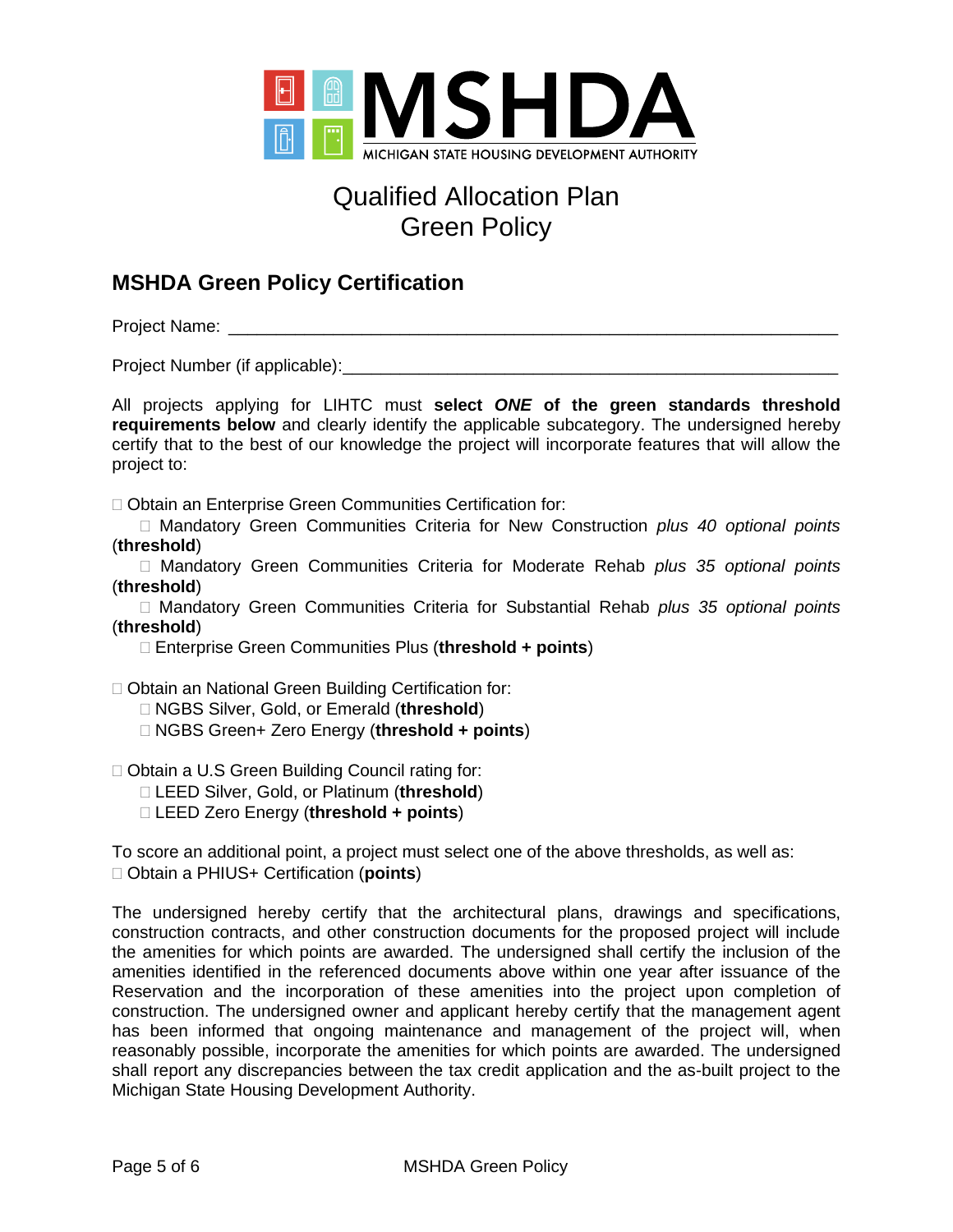MSHDA
MICHIGAN STATE HOUSING DEVELOPMENT AUTHORITY

# Qualified Allocation Plan
# Green Policy

## MSHDA Green Policy Certification

Project Name: ___________________________________________________________

Project Number (if applicable):_______________________________________________

All projects applying for LIHTC must **select *ONE* of the green standards threshold requirements below** and clearly identify the applicable subcategory. The undersigned hereby certify that to the best of our knowledge the project will incorporate features that will allow the project to:

☐ Obtain an Enterprise Green Communities Certification for:

- ☐ Mandatory Green Communities Criteria for New Construction *plus 40 optional points* (**threshold**)
- ☐ Mandatory Green Communities Criteria for Moderate Rehab *plus 35 optional points* (**threshold**)
- ☐ Mandatory Green Communities Criteria for Substantial Rehab *plus 35 optional points* (**threshold**)
- ☐ Enterprise Green Communities Plus (**threshold + points**)

☐ Obtain an National Green Building Certification for:

- ☐ NGBS Silver, Gold, or Emerald (**threshold**)
- ☐ NGBS Green+ Zero Energy (**threshold + points**)

☐ Obtain a U.S Green Building Council rating for:

- ☐ LEED Silver, Gold, or Platinum (**threshold**)
- ☐ LEED Zero Energy (**threshold + points**)

To score an additional point, a project must select one of the above thresholds, as well as:
☐ Obtain a PHIUS+ Certification (**points**)

The undersigned hereby certify that the architectural plans, drawings and specifications, construction contracts, and other construction documents for the proposed project will include the amenities for which points are awarded. The undersigned shall certify the inclusion of the amenities identified in the referenced documents above within one year after issuance of the Reservation and the incorporation of these amenities into the project upon completion of construction. The undersigned owner and applicant hereby certify that the management agent has been informed that ongoing maintenance and management of the project will, when reasonably possible, incorporate the amenities for which points are awarded. The undersigned shall report any discrepancies between the tax credit application and the as-built project to the Michigan State Housing Development Authority.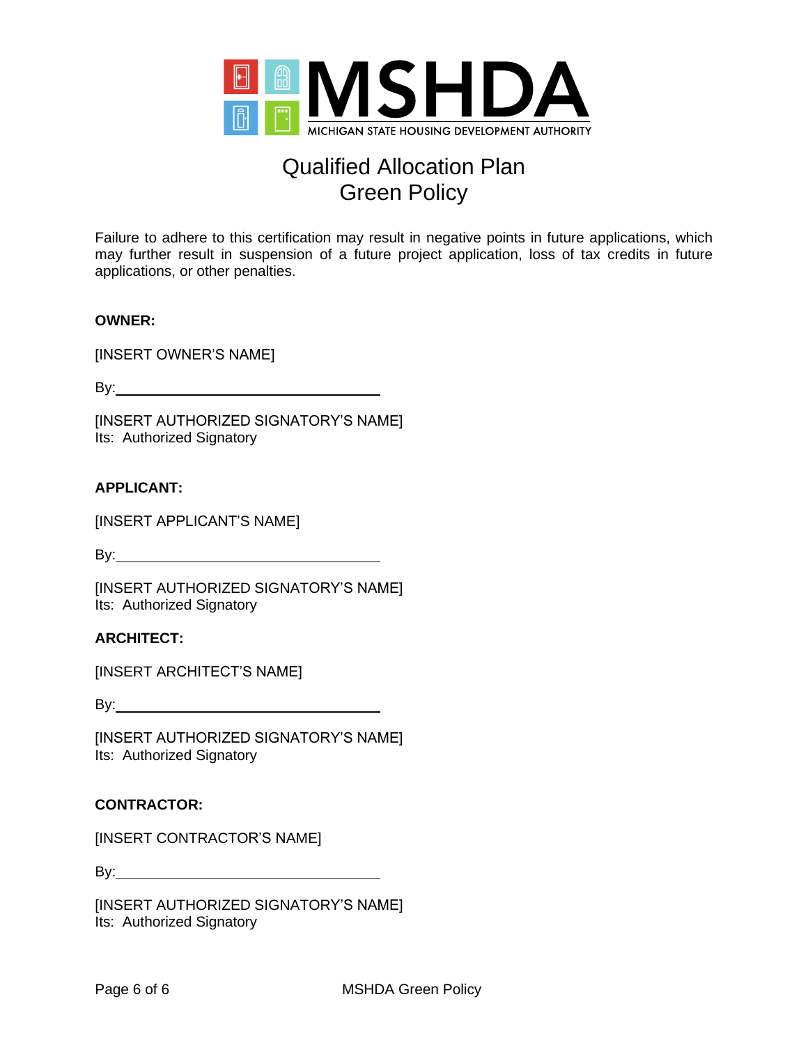MSHDA
MICHIGAN STATE HOUSING DEVELOPMENT AUTHORITY

# Qualified Allocation Plan
# Green Policy

Failure to adhere to this certification may result in negative points in future applications, which may further result in suspension of a future project application, loss of tax credits in future applications, or other penalties.

**OWNER:**

[INSERT OWNER'S NAME]

By:\_\_\_\_\_\_\_\_\_\_\_\_\_\_\_\_\_\_\_\_\_\_\_\_\_\_\_\_\_\_\_\_\_\_

[INSERT AUTHORIZED SIGNATORY'S NAME]
Its: Authorized Signatory

**APPLICANT:**

[INSERT APPLICANT'S NAME]

By:\_\_\_\_\_\_\_\_\_\_\_\_\_\_\_\_\_\_\_\_\_\_\_\_\_\_\_\_\_\_\_\_\_\_

[INSERT AUTHORIZED SIGNATORY'S NAME]
Its: Authorized Signatory

**ARCHITECT:**

[INSERT ARCHITECT'S NAME]

By:\_\_\_\_\_\_\_\_\_\_\_\_\_\_\_\_\_\_\_\_\_\_\_\_\_\_\_\_\_\_\_\_\_\_

[INSERT AUTHORIZED SIGNATORY'S NAME]
Its: Authorized Signatory

**CONTRACTOR:**

[INSERT CONTRACTOR'S NAME]

By:\_\_\_\_\_\_\_\_\_\_\_\_\_\_\_\_\_\_\_\_\_\_\_\_\_\_\_\_\_\_\_\_\_\_

[INSERT AUTHORIZED SIGNATORY'S NAME]
Its: Authorized Signatory